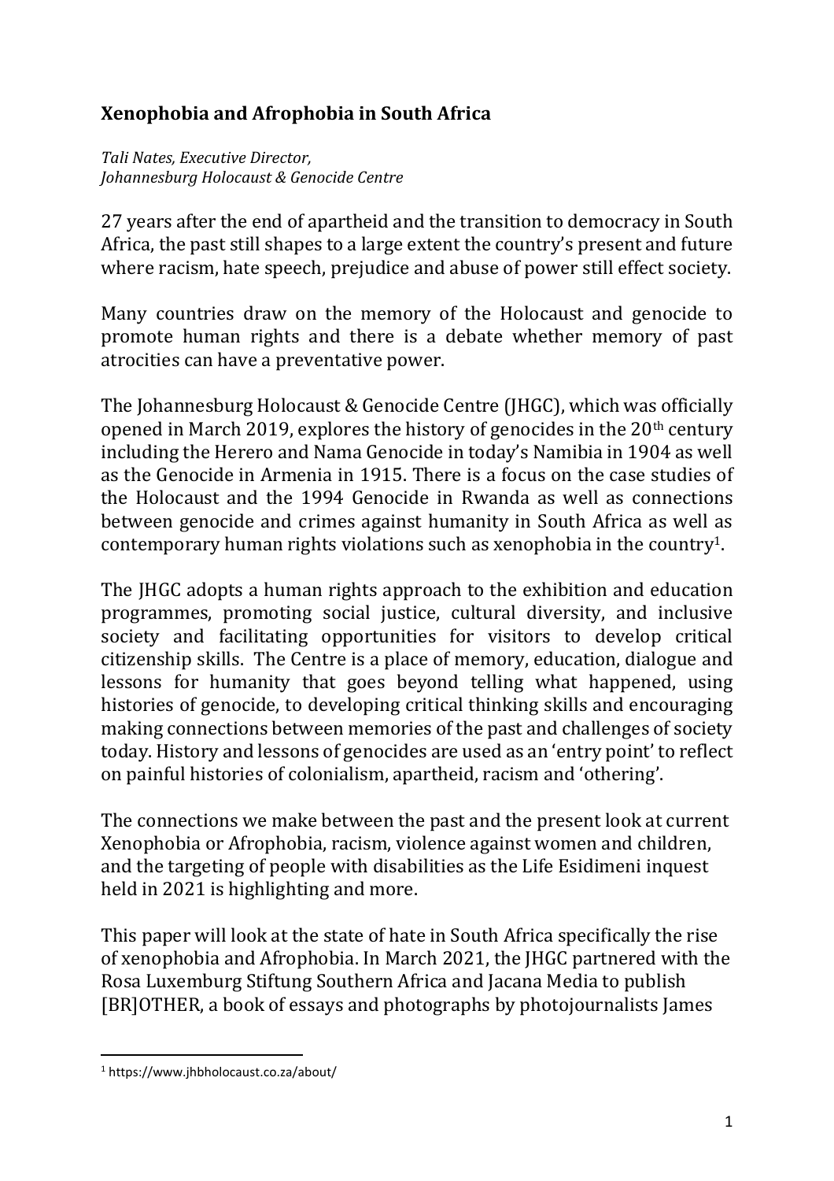# Xenophobia and Afrophobia in South Africa

*Tali Nates, Executive Director,*
*Johannesburg Holocaust & Genocide Centre*

27 years after the end of apartheid and the transition to democracy in South Africa, the past still shapes to a large extent the country's present and future where racism, hate speech, prejudice and abuse of power still effect society.

Many countries draw on the memory of the Holocaust and genocide to promote human rights and there is a debate whether memory of past atrocities can have a preventative power.

The Johannesburg Holocaust & Genocide Centre (JHGC), which was officially opened in March 2019, explores the history of genocides in the 20th century including the Herero and Nama Genocide in today's Namibia in 1904 as well as the Genocide in Armenia in 1915. There is a focus on the case studies of the Holocaust and the 1994 Genocide in Rwanda as well as connections between genocide and crimes against humanity in South Africa as well as contemporary human rights violations such as xenophobia in the country[1].

The JHGC adopts a human rights approach to the exhibition and education programmes, promoting social justice, cultural diversity, and inclusive society and facilitating opportunities for visitors to develop critical citizenship skills. The Centre is a place of memory, education, dialogue and lessons for humanity that goes beyond telling what happened, using histories of genocide, to developing critical thinking skills and encouraging making connections between memories of the past and challenges of society today. History and lessons of genocides are used as an 'entry point' to reflect on painful histories of colonialism, apartheid, racism and 'othering'.

The connections we make between the past and the present look at current Xenophobia or Afrophobia, racism, violence against women and children, and the targeting of people with disabilities as the Life Esidimeni inquest held in 2021 is highlighting and more.

This paper will look at the state of hate in South Africa specifically the rise of xenophobia and Afrophobia. In March 2021, the JHGC partnered with the Rosa Luxemburg Stiftung Southern Africa and Jacana Media to publish [BR]OTHER, a book of essays and photographs by photojournalists James

---

[1] https://www.jhbholocaust.co.za/about/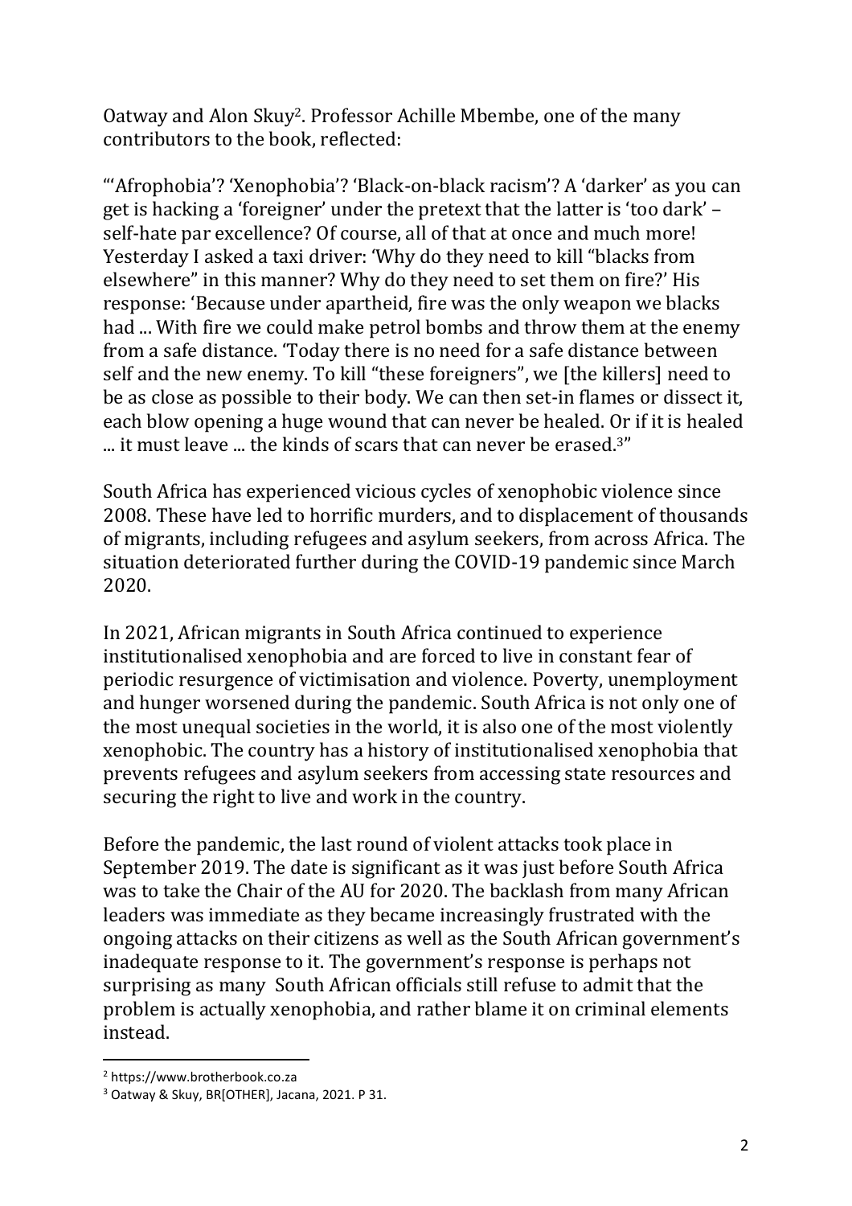Oatway and Alon Skuy[2]. Professor Achille Mbembe, one of the many contributors to the book, reflected:

"'Afrophobia'? 'Xenophobia'? 'Black-on-black racism'? A 'darker' as you can get is hacking a 'foreigner' under the pretext that the latter is 'too dark' – self-hate par excellence? Of course, all of that at once and much more! Yesterday I asked a taxi driver: 'Why do they need to kill "blacks from elsewhere" in this manner? Why do they need to set them on fire?' His response: 'Because under apartheid, fire was the only weapon we blacks had ... With fire we could make petrol bombs and throw them at the enemy from a safe distance. 'Today there is no need for a safe distance between self and the new enemy. To kill "these foreigners", we [the killers] need to be as close as possible to their body. We can then set-in flames or dissect it, each blow opening a huge wound that can never be healed. Or if it is healed ... it must leave ... the kinds of scars that can never be erased.[3]"

South Africa has experienced vicious cycles of xenophobic violence since 2008. These have led to horrific murders, and to displacement of thousands of migrants, including refugees and asylum seekers, from across Africa. The situation deteriorated further during the COVID-19 pandemic since March 2020.

In 2021, African migrants in South Africa continued to experience institutionalised xenophobia and are forced to live in constant fear of periodic resurgence of victimisation and violence. Poverty, unemployment and hunger worsened during the pandemic. South Africa is not only one of the most unequal societies in the world, it is also one of the most violently xenophobic. The country has a history of institutionalised xenophobia that prevents refugees and asylum seekers from accessing state resources and securing the right to live and work in the country.

Before the pandemic, the last round of violent attacks took place in September 2019. The date is significant as it was just before South Africa was to take the Chair of the AU for 2020. The backlash from many African leaders was immediate as they became increasingly frustrated with the ongoing attacks on their citizens as well as the South African government's inadequate response to it. The government's response is perhaps not surprising as many South African officials still refuse to admit that the problem is actually xenophobia, and rather blame it on criminal elements instead.

---

[2] https://www.brotherbook.co.za

[3] Oatway & Skuy, BR[OTHER], Jacana, 2021. P 31.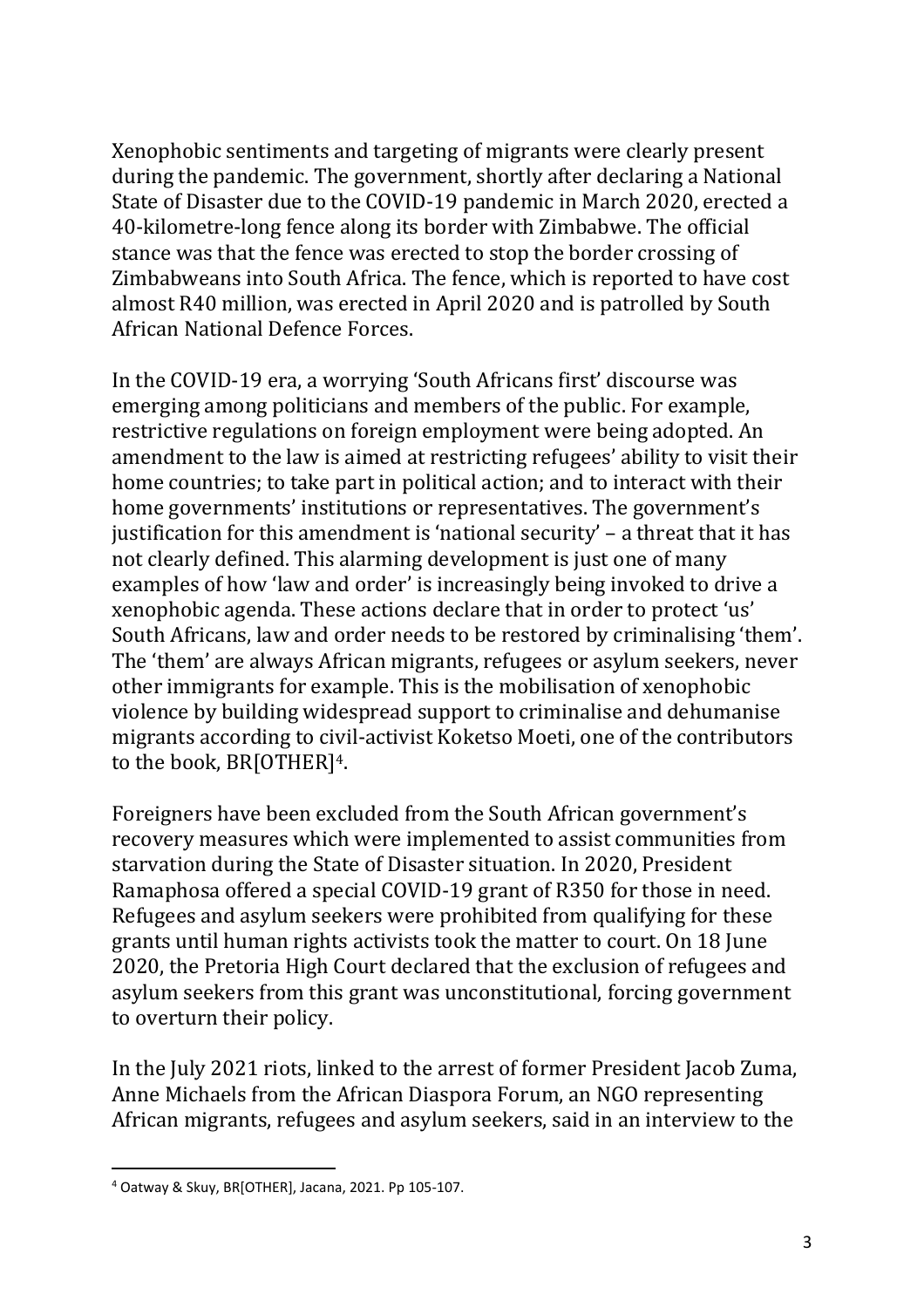Xenophobic sentiments and targeting of migrants were clearly present during the pandemic. The government, shortly after declaring a National State of Disaster due to the COVID-19 pandemic in March 2020, erected a 40-kilometre-long fence along its border with Zimbabwe. The official stance was that the fence was erected to stop the border crossing of Zimbabweans into South Africa. The fence, which is reported to have cost almost R40 million, was erected in April 2020 and is patrolled by South African National Defence Forces.

In the COVID-19 era, a worrying 'South Africans first' discourse was emerging among politicians and members of the public. For example, restrictive regulations on foreign employment were being adopted. An amendment to the law is aimed at restricting refugees' ability to visit their home countries; to take part in political action; and to interact with their home governments' institutions or representatives. The government's justification for this amendment is 'national security' – a threat that it has not clearly defined. This alarming development is just one of many examples of how 'law and order' is increasingly being invoked to drive a xenophobic agenda. These actions declare that in order to protect 'us' South Africans, law and order needs to be restored by criminalising 'them'. The 'them' are always African migrants, refugees or asylum seekers, never other immigrants for example. This is the mobilisation of xenophobic violence by building widespread support to criminalise and dehumanise migrants according to civil-activist Koketso Moeti, one of the contributors to the book, BR[OTHER][4].

Foreigners have been excluded from the South African government's recovery measures which were implemented to assist communities from starvation during the State of Disaster situation. In 2020, President Ramaphosa offered a special COVID-19 grant of R350 for those in need. Refugees and asylum seekers were prohibited from qualifying for these grants until human rights activists took the matter to court. On 18 June 2020, the Pretoria High Court declared that the exclusion of refugees and asylum seekers from this grant was unconstitutional, forcing government to overturn their policy.

In the July 2021 riots, linked to the arrest of former President Jacob Zuma, Anne Michaels from the African Diaspora Forum, an NGO representing African migrants, refugees and asylum seekers, said in an interview to the

[4] Oatway & Skuy, BR[OTHER], Jacana, 2021. Pp 105-107.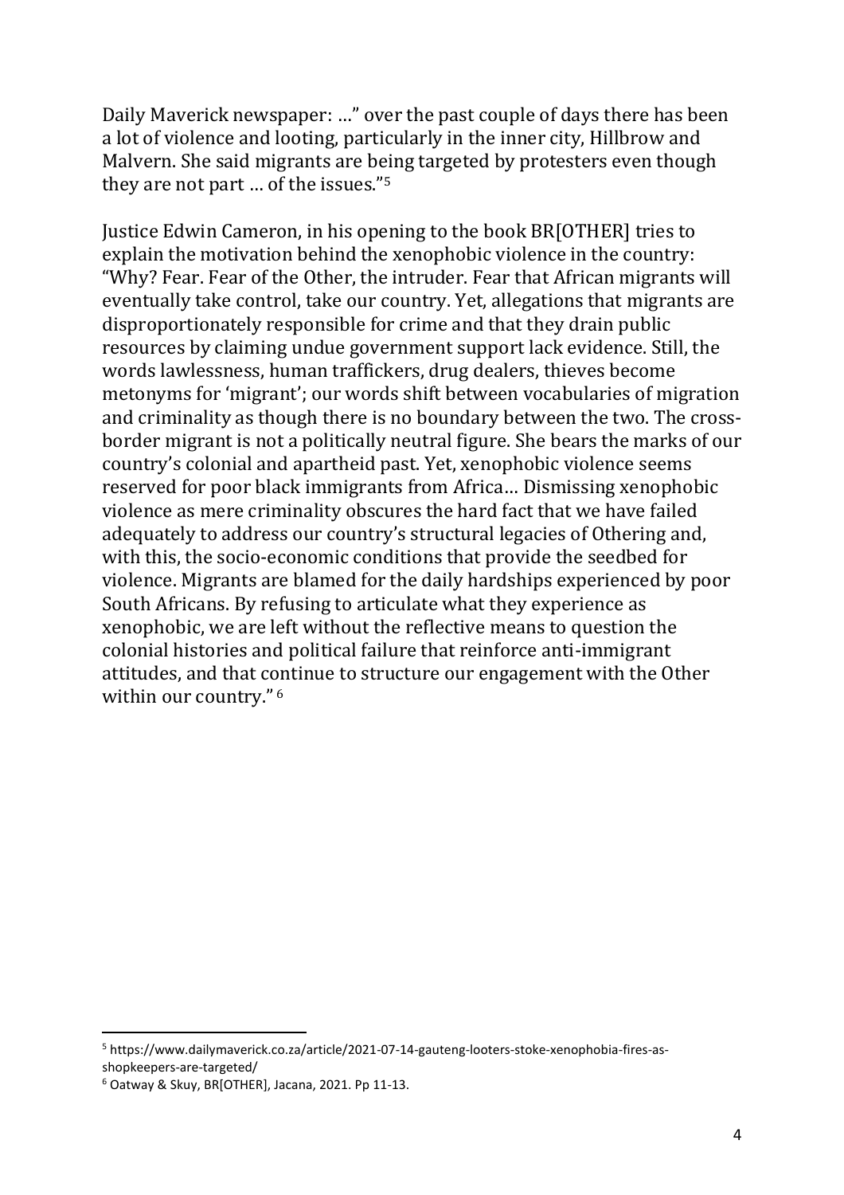Daily Maverick newspaper: …" over the past couple of days there has been a lot of violence and looting, particularly in the inner city, Hillbrow and Malvern. She said migrants are being targeted by protesters even though they are not part … of the issues."[5]

Justice Edwin Cameron, in his opening to the book BR[OTHER] tries to explain the motivation behind the xenophobic violence in the country: "Why? Fear. Fear of the Other, the intruder. Fear that African migrants will eventually take control, take our country. Yet, allegations that migrants are disproportionately responsible for crime and that they drain public resources by claiming undue government support lack evidence. Still, the words lawlessness, human traffickers, drug dealers, thieves become metonyms for 'migrant'; our words shift between vocabularies of migration and criminality as though there is no boundary between the two. The cross-border migrant is not a politically neutral figure. She bears the marks of our country's colonial and apartheid past. Yet, xenophobic violence seems reserved for poor black immigrants from Africa… Dismissing xenophobic violence as mere criminality obscures the hard fact that we have failed adequately to address our country's structural legacies of Othering and, with this, the socio-economic conditions that provide the seedbed for violence. Migrants are blamed for the daily hardships experienced by poor South Africans. By refusing to articulate what they experience as xenophobic, we are left without the reflective means to question the colonial histories and political failure that reinforce anti-immigrant attitudes, and that continue to structure our engagement with the Other within our country." [6]

---

[5] https://www.dailymaverick.co.za/article/2021-07-14-gauteng-looters-stoke-xenophobia-fires-as-shopkeepers-are-targeted/

[6] Oatway & Skuy, BR[OTHER], Jacana, 2021. Pp 11-13.